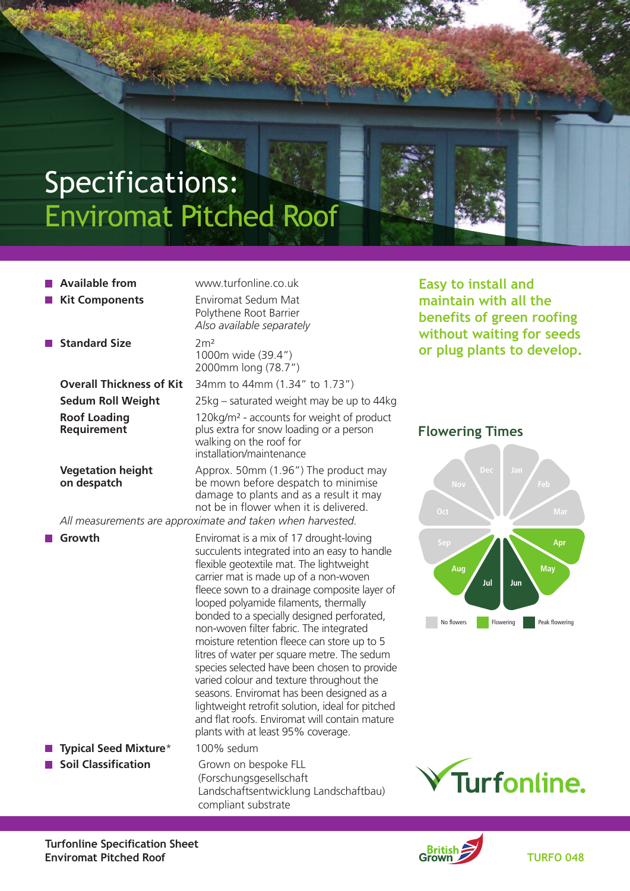# Specifications:
## Enviromat Pitched Roof

| | |
|---|---|
| **Available from** | www.turfonline.co.uk |
| **Kit Components** | Enviromat Sedum Mat<br>Polythene Root Barrier<br>*Also available separately* |
| **Standard Size** | 2m²<br>1000m wide (39.4")<br>2000mm long (78.7") |
| **Overall Thickness of Kit** | 34mm to 44mm (1.34" to 1.73") |
| **Sedum Roll Weight** | 25kg – saturated weight may be up to 44kg |
| **Roof Loading Requirement** | 120kg/m² - accounts for weight of product plus extra for snow loading or a person walking on the roof for installation/maintenance |
| **Vegetation height on despatch** | Approx. 50mm (1.96") The product may be mown before despatch to minimise damage to plants and as a result it may not be in flower when it is delivered. |

*All measurements are approximate and taken when harvested.*

| | |
|---|---|
| **Growth** | Enviromat is a mix of 17 drought-loving succulents integrated into an easy to handle flexible geotextile mat. The lightweight carrier mat is made up of a non-woven fleece sown to a drainage composite layer of looped polyamide filaments, thermally bonded to a specially designed perforated, non-woven filter fabric. The integrated moisture retention fleece can store up to 5 litres of water per square metre. The sedum species selected have been chosen to provide varied colour and texture throughout the seasons. Enviromat has been designed as a lightweight retrofit solution, ideal for pitched and flat roofs. Enviromat will contain mature plants with at least 95% coverage. |
| **Typical Seed Mixture*** | 100% sedum |
| **Soil Classification** | Grown on bespoke FLL (Forschungsgesellschaft Landschaftsentwicklung Landschaftbau) compliant substrate |

**Easy to install and maintain with all the benefits of green roofing without waiting for seeds or plug plants to develop.**

### Flowering Times

| Month | Status |
|---|---|
| Jan | No flowers |
| Feb | No flowers |
| Mar | No flowers |
| Apr | Flowering |
| May | Flowering |
| Jun | Peak flowering |
| Jul | Peak flowering |
| Aug | Flowering |
| Sep | No flowers |
| Oct | No flowers |
| Nov | No flowers |
| Dec | No flowers |

Turfonline.

**Turfonline Specification Sheet**
**Enviromat Pitched Roof**

British Grown

TURFO 048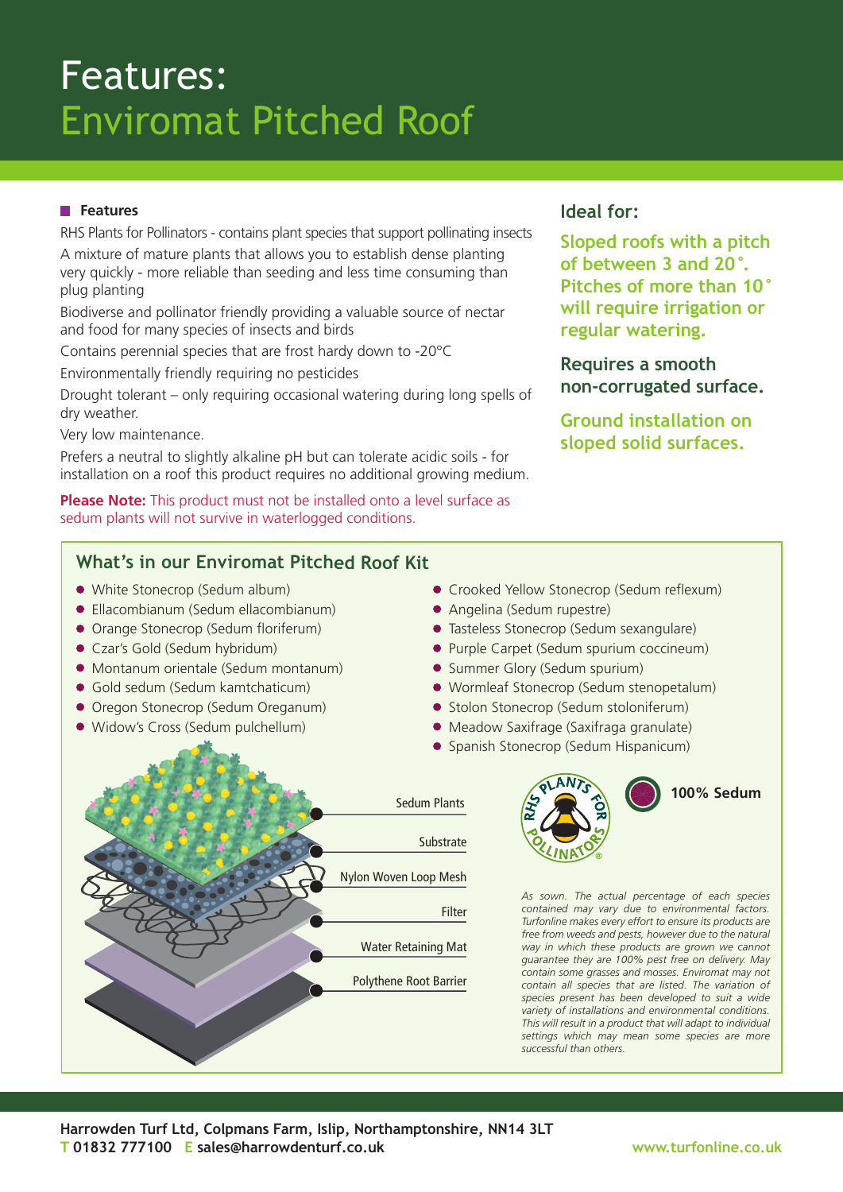# Features:
# Enviromat Pitched Roof

### Features

RHS Plants for Pollinators - contains plant species that support pollinating insects

A mixture of mature plants that allows you to establish dense planting very quickly - more reliable than seeding and less time consuming than plug planting

Biodiverse and pollinator friendly providing a valuable source of nectar and food for many species of insects and birds

Contains perennial species that are frost hardy down to -20°C

Environmentally friendly requiring no pesticides

Drought tolerant – only requiring occasional watering during long spells of dry weather.

Very low maintenance.

Prefers a neutral to slightly alkaline pH but can tolerate acidic soils - for installation on a roof this product requires no additional growing medium.

**Please Note:** This product must not be installed onto a level surface as sedum plants will not survive in waterlogged conditions.

### Ideal for:

**Sloped roofs with a pitch of between 3 and 20˚. Pitches of more than 10˚ will require irrigation or regular watering.**

**Requires a smooth non-corrugated surface.**

**Ground installation on sloped solid surfaces.**

## What's in our Enviromat Pitched Roof Kit

- White Stonecrop (Sedum album)
- Ellacombianum (Sedum ellacombianum)
- Orange Stonecrop (Sedum floriferum)
- Czar's Gold (Sedum hybridum)
- Montanum orientale (Sedum montanum)
- Gold sedum (Sedum kamtchaticum)
- Oregon Stonecrop (Sedum Oreganum)
- Widow's Cross (Sedum pulchellum)
- Crooked Yellow Stonecrop (Sedum reflexum)
- Angelina (Sedum rupestre)
- Tasteless Stonecrop (Sedum sexangulare)
- Purple Carpet (Sedum spurium coccineum)
- Summer Glory (Sedum spurium)
- Wormleaf Stonecrop (Sedum stenopetalum)
- Stolon Stonecrop (Sedum stoloniferum)
- Meadow Saxifrage (Saxifraga granulate)
- Spanish Stonecrop (Sedum Hispanicum)

Sedum Plants

Substrate

Nylon Woven Loop Mesh

Filter

Water Retaining Mat

Polythene Root Barrier

RHS PLANTS FOR POLLINATORS®

**100% Sedum**

*As sown. The actual percentage of each species contained may vary due to environmental factors. Turfonline makes every effort to ensure its products are free from weeds and pests, however due to the natural way in which these products are grown we cannot guarantee they are 100% pest free on delivery. May contain some grasses and mosses. Enviromat may not contain all species that are listed. The variation of species present has been developed to suit a wide variety of installations and environmental conditions. This will result in a product that will adapt to individual settings which may mean some species are more successful than others.*

**Harrowden Turf Ltd, Colpmans Farm, Islip, Northamptonshire, NN14 3LT**
**T 01832 777100 E sales@harrowdenturf.co.uk** **www.turfonline.co.uk**